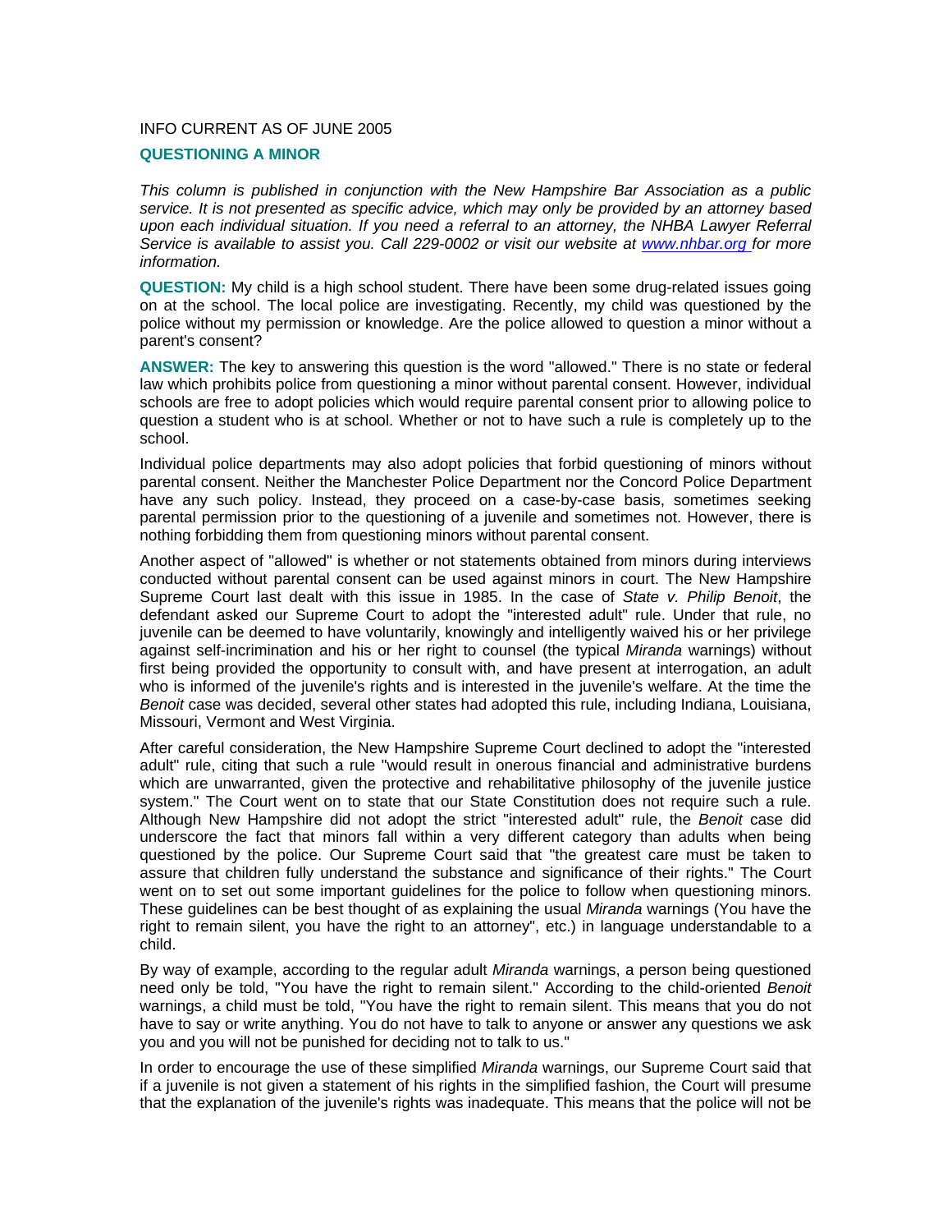INFO CURRENT AS OF JUNE 2005

## QUESTIONING A MINOR

*This column is published in conjunction with the New Hampshire Bar Association as a public service. It is not presented as specific advice, which may only be provided by an attorney based upon each individual situation. If you need a referral to an attorney, the NHBA Lawyer Referral Service is available to assist you. Call 229-0002 or visit our website at [www.nhbar.org](http://www.nhbar.org) for more information.*

**QUESTION:** My child is a high school student. There have been some drug-related issues going on at the school. The local police are investigating. Recently, my child was questioned by the police without my permission or knowledge. Are the police allowed to question a minor without a parent's consent?

**ANSWER:** The key to answering this question is the word "allowed." There is no state or federal law which prohibits police from questioning a minor without parental consent. However, individual schools are free to adopt policies which would require parental consent prior to allowing police to question a student who is at school. Whether or not to have such a rule is completely up to the school.

Individual police departments may also adopt policies that forbid questioning of minors without parental consent. Neither the Manchester Police Department nor the Concord Police Department have any such policy. Instead, they proceed on a case-by-case basis, sometimes seeking parental permission prior to the questioning of a juvenile and sometimes not. However, there is nothing forbidding them from questioning minors without parental consent.

Another aspect of "allowed" is whether or not statements obtained from minors during interviews conducted without parental consent can be used against minors in court. The New Hampshire Supreme Court last dealt with this issue in 1985. In the case of *State v. Philip Benoit*, the defendant asked our Supreme Court to adopt the "interested adult" rule. Under that rule, no juvenile can be deemed to have voluntarily, knowingly and intelligently waived his or her privilege against self-incrimination and his or her right to counsel (the typical *Miranda* warnings) without first being provided the opportunity to consult with, and have present at interrogation, an adult who is informed of the juvenile's rights and is interested in the juvenile's welfare. At the time the *Benoit* case was decided, several other states had adopted this rule, including Indiana, Louisiana, Missouri, Vermont and West Virginia.

After careful consideration, the New Hampshire Supreme Court declined to adopt the "interested adult" rule, citing that such a rule "would result in onerous financial and administrative burdens which are unwarranted, given the protective and rehabilitative philosophy of the juvenile justice system." The Court went on to state that our State Constitution does not require such a rule. Although New Hampshire did not adopt the strict "interested adult" rule, the *Benoit* case did underscore the fact that minors fall within a very different category than adults when being questioned by the police. Our Supreme Court said that "the greatest care must be taken to assure that children fully understand the substance and significance of their rights." The Court went on to set out some important guidelines for the police to follow when questioning minors. These guidelines can be best thought of as explaining the usual *Miranda* warnings (You have the right to remain silent, you have the right to an attorney", etc.) in language understandable to a child.

By way of example, according to the regular adult *Miranda* warnings, a person being questioned need only be told, "You have the right to remain silent." According to the child-oriented *Benoit* warnings, a child must be told, "You have the right to remain silent. This means that you do not have to say or write anything. You do not have to talk to anyone or answer any questions we ask you and you will not be punished for deciding not to talk to us."

In order to encourage the use of these simplified *Miranda* warnings, our Supreme Court said that if a juvenile is not given a statement of his rights in the simplified fashion, the Court will presume that the explanation of the juvenile's rights was inadequate. This means that the police will not be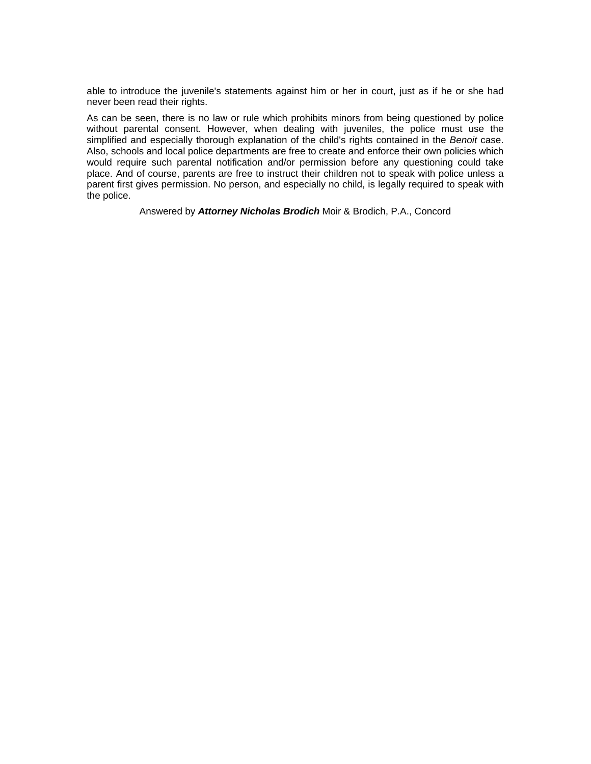able to introduce the juvenile's statements against him or her in court, just as if he or she had never been read their rights.

As can be seen, there is no law or rule which prohibits minors from being questioned by police without parental consent. However, when dealing with juveniles, the police must use the simplified and especially thorough explanation of the child's rights contained in the *Benoit* case. Also, schools and local police departments are free to create and enforce their own policies which would require such parental notification and/or permission before any questioning could take place. And of course, parents are free to instruct their children not to speak with police unless a parent first gives permission. No person, and especially no child, is legally required to speak with the police.

Answered by ***Attorney Nicholas Brodich*** Moir & Brodich, P.A., Concord